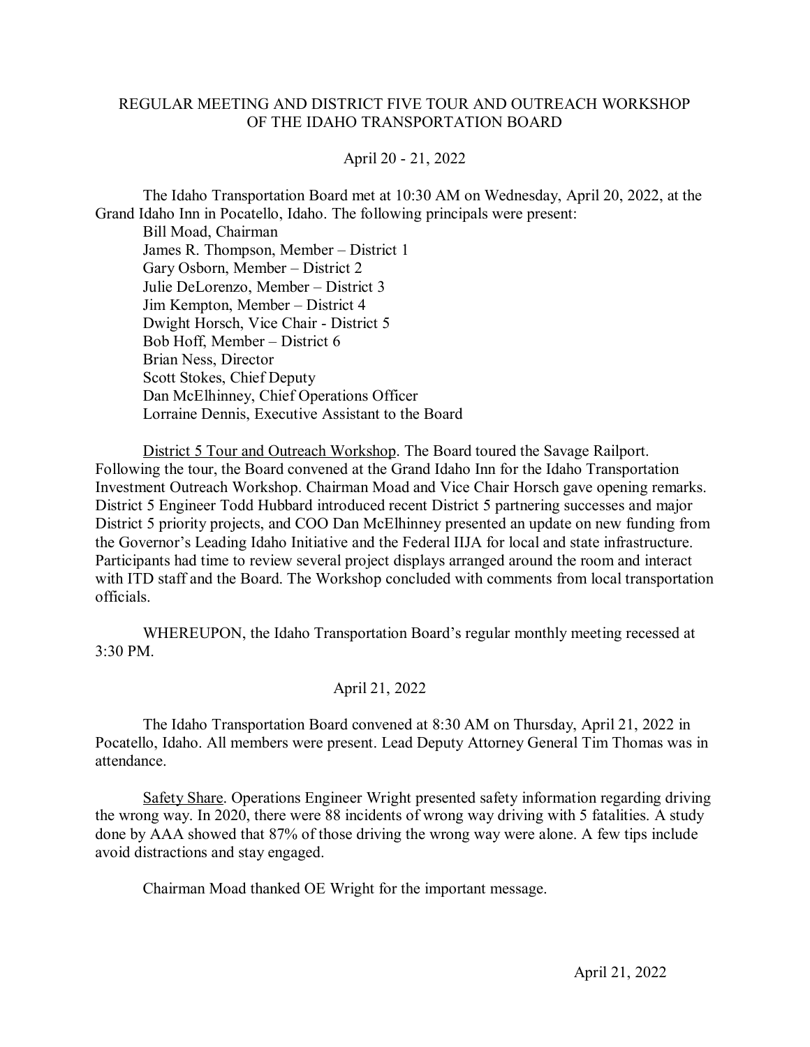# REGULAR MEETING AND DISTRICT FIVE TOUR AND OUTREACH WORKSHOP OF THE IDAHO TRANSPORTATION BOARD

April 20 - 21, 2022

The Idaho Transportation Board met at 10:30 AM on Wednesday, April 20, 2022, at the Grand Idaho Inn in Pocatello, Idaho. The following principals were present:

Bill Moad, Chairman
James R. Thompson, Member – District 1
Gary Osborn, Member – District 2
Julie DeLorenzo, Member – District 3
Jim Kempton, Member – District 4
Dwight Horsch, Vice Chair - District 5
Bob Hoff, Member – District 6
Brian Ness, Director
Scott Stokes, Chief Deputy
Dan McElhinney, Chief Operations Officer
Lorraine Dennis, Executive Assistant to the Board

District 5 Tour and Outreach Workshop. The Board toured the Savage Railport. Following the tour, the Board convened at the Grand Idaho Inn for the Idaho Transportation Investment Outreach Workshop. Chairman Moad and Vice Chair Horsch gave opening remarks. District 5 Engineer Todd Hubbard introduced recent District 5 partnering successes and major District 5 priority projects, and COO Dan McElhinney presented an update on new funding from the Governor's Leading Idaho Initiative and the Federal IIJA for local and state infrastructure. Participants had time to review several project displays arranged around the room and interact with ITD staff and the Board. The Workshop concluded with comments from local transportation officials.

WHEREUPON, the Idaho Transportation Board's regular monthly meeting recessed at 3:30 PM.

April 21, 2022

The Idaho Transportation Board convened at 8:30 AM on Thursday, April 21, 2022 in Pocatello, Idaho. All members were present. Lead Deputy Attorney General Tim Thomas was in attendance.

Safety Share. Operations Engineer Wright presented safety information regarding driving the wrong way. In 2020, there were 88 incidents of wrong way driving with 5 fatalities. A study done by AAA showed that 87% of those driving the wrong way were alone. A few tips include avoid distractions and stay engaged.

Chairman Moad thanked OE Wright for the important message.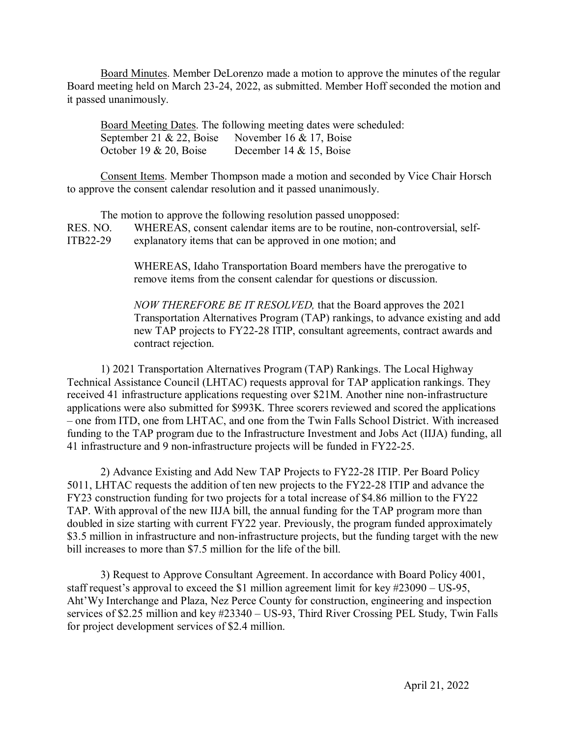Board Minutes. Member DeLorenzo made a motion to approve the minutes of the regular Board meeting held on March 23-24, 2022, as submitted. Member Hoff seconded the motion and it passed unanimously.

Board Meeting Dates. The following meeting dates were scheduled:

September 21 & 22, Boise  November 16 & 17, Boise
October 19 & 20, Boise  December 14 & 15, Boise

Consent Items. Member Thompson made a motion and seconded by Vice Chair Horsch to approve the consent calendar resolution and it passed unanimously.

The motion to approve the following resolution passed unopposed:

RES. NO. ITB22-29

WHEREAS, consent calendar items are to be routine, non-controversial, self-explanatory items that can be approved in one motion; and

WHEREAS, Idaho Transportation Board members have the prerogative to remove items from the consent calendar for questions or discussion.

*NOW THEREFORE BE IT RESOLVED,* that the Board approves the 2021 Transportation Alternatives Program (TAP) rankings, to advance existing and add new TAP projects to FY22-28 ITIP, consultant agreements, contract awards and contract rejection.

1) 2021 Transportation Alternatives Program (TAP) Rankings. The Local Highway Technical Assistance Council (LHTAC) requests approval for TAP application rankings. They received 41 infrastructure applications requesting over $21M. Another nine non-infrastructure applications were also submitted for $993K. Three scorers reviewed and scored the applications – one from ITD, one from LHTAC, and one from the Twin Falls School District. With increased funding to the TAP program due to the Infrastructure Investment and Jobs Act (IIJA) funding, all 41 infrastructure and 9 non-infrastructure projects will be funded in FY22-25.

2) Advance Existing and Add New TAP Projects to FY22-28 ITIP. Per Board Policy 5011, LHTAC requests the addition of ten new projects to the FY22-28 ITIP and advance the FY23 construction funding for two projects for a total increase of $4.86 million to the FY22 TAP. With approval of the new IIJA bill, the annual funding for the TAP program more than doubled in size starting with current FY22 year. Previously, the program funded approximately $3.5 million in infrastructure and non-infrastructure projects, but the funding target with the new bill increases to more than $7.5 million for the life of the bill.

3) Request to Approve Consultant Agreement. In accordance with Board Policy 4001, staff request's approval to exceed the $1 million agreement limit for key #23090 – US-95, Aht'Wy Interchange and Plaza, Nez Perce County for construction, engineering and inspection services of $2.25 million and key #23340 – US-93, Third River Crossing PEL Study, Twin Falls for project development services of $2.4 million.

April 21, 2022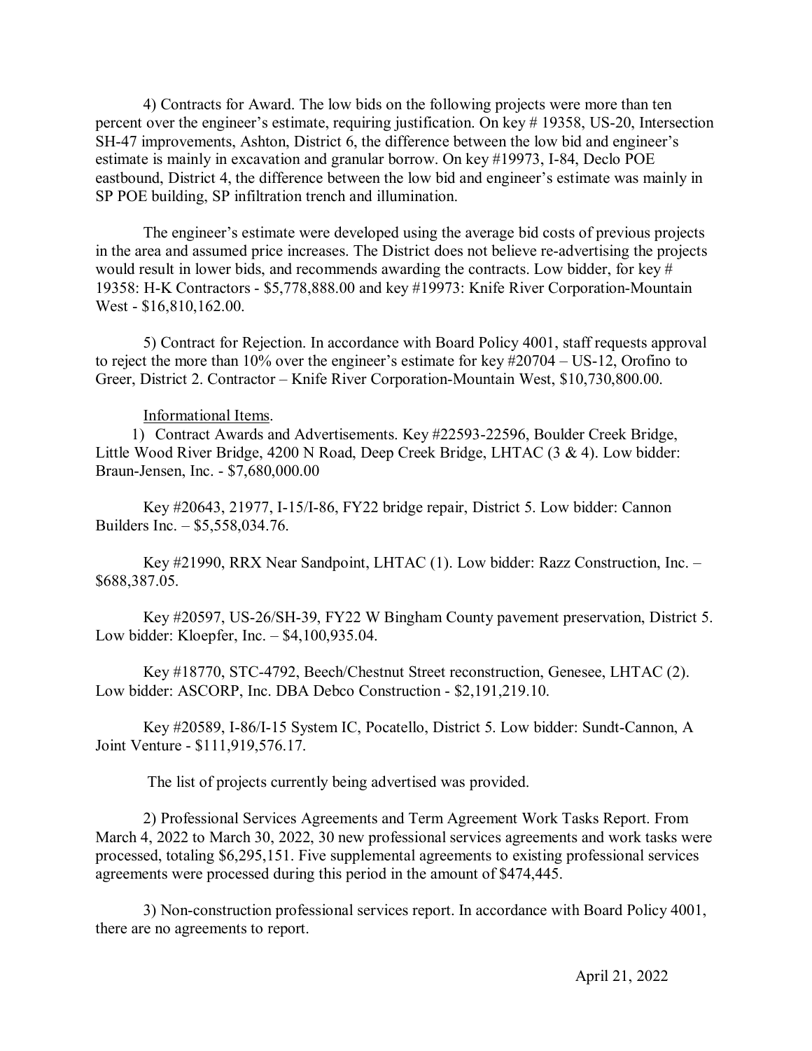4) Contracts for Award. The low bids on the following projects were more than ten percent over the engineer's estimate, requiring justification. On key # 19358, US-20, Intersection SH-47 improvements, Ashton, District 6, the difference between the low bid and engineer's estimate is mainly in excavation and granular borrow. On key #19973, I-84, Declo POE eastbound, District 4, the difference between the low bid and engineer's estimate was mainly in SP POE building, SP infiltration trench and illumination.

The engineer's estimate were developed using the average bid costs of previous projects in the area and assumed price increases. The District does not believe re-advertising the projects would result in lower bids, and recommends awarding the contracts. Low bidder, for key # 19358: H-K Contractors - $5,778,888.00 and key #19973: Knife River Corporation-Mountain West - $16,810,162.00.

5) Contract for Rejection. In accordance with Board Policy 4001, staff requests approval to reject the more than 10% over the engineer's estimate for key #20704 – US-12, Orofino to Greer, District 2. Contractor – Knife River Corporation-Mountain West, $10,730,800.00.

Informational Items.

1) Contract Awards and Advertisements. Key #22593-22596, Boulder Creek Bridge, Little Wood River Bridge, 4200 N Road, Deep Creek Bridge, LHTAC (3 & 4). Low bidder: Braun-Jensen, Inc. - $7,680,000.00

Key #20643, 21977, I-15/I-86, FY22 bridge repair, District 5. Low bidder: Cannon Builders Inc. – $5,558,034.76.

Key #21990, RRX Near Sandpoint, LHTAC (1). Low bidder: Razz Construction, Inc. – $688,387.05.

Key #20597, US-26/SH-39, FY22 W Bingham County pavement preservation, District 5. Low bidder: Kloepfer, Inc. – $4,100,935.04.

Key #18770, STC-4792, Beech/Chestnut Street reconstruction, Genesee, LHTAC (2). Low bidder: ASCORP, Inc. DBA Debco Construction - $2,191,219.10.

Key #20589, I-86/I-15 System IC, Pocatello, District 5. Low bidder: Sundt-Cannon, A Joint Venture - $111,919,576.17.

The list of projects currently being advertised was provided.

2) Professional Services Agreements and Term Agreement Work Tasks Report. From March 4, 2022 to March 30, 2022, 30 new professional services agreements and work tasks were processed, totaling $6,295,151. Five supplemental agreements to existing professional services agreements were processed during this period in the amount of $474,445.

3) Non-construction professional services report. In accordance with Board Policy 4001, there are no agreements to report.

April 21, 2022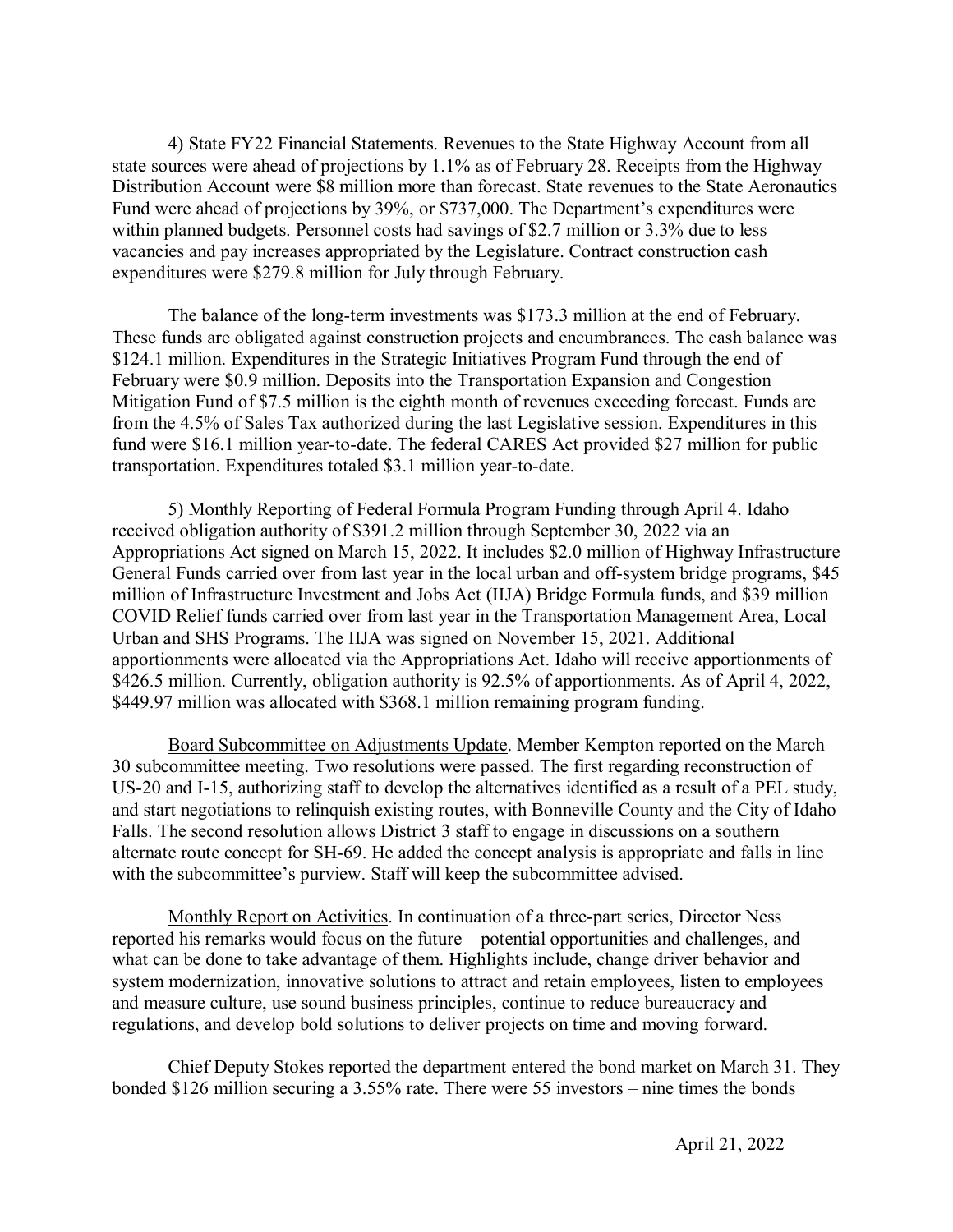4) State FY22 Financial Statements. Revenues to the State Highway Account from all state sources were ahead of projections by 1.1% as of February 28. Receipts from the Highway Distribution Account were $8 million more than forecast. State revenues to the State Aeronautics Fund were ahead of projections by 39%, or $737,000. The Department's expenditures were within planned budgets. Personnel costs had savings of $2.7 million or 3.3% due to less vacancies and pay increases appropriated by the Legislature. Contract construction cash expenditures were $279.8 million for July through February.

The balance of the long-term investments was $173.3 million at the end of February. These funds are obligated against construction projects and encumbrances. The cash balance was $124.1 million. Expenditures in the Strategic Initiatives Program Fund through the end of February were $0.9 million. Deposits into the Transportation Expansion and Congestion Mitigation Fund of $7.5 million is the eighth month of revenues exceeding forecast. Funds are from the 4.5% of Sales Tax authorized during the last Legislative session. Expenditures in this fund were $16.1 million year-to-date. The federal CARES Act provided $27 million for public transportation. Expenditures totaled $3.1 million year-to-date.

5) Monthly Reporting of Federal Formula Program Funding through April 4. Idaho received obligation authority of $391.2 million through September 30, 2022 via an Appropriations Act signed on March 15, 2022. It includes $2.0 million of Highway Infrastructure General Funds carried over from last year in the local urban and off-system bridge programs, $45 million of Infrastructure Investment and Jobs Act (IIJA) Bridge Formula funds, and $39 million COVID Relief funds carried over from last year in the Transportation Management Area, Local Urban and SHS Programs. The IIJA was signed on November 15, 2021. Additional apportionments were allocated via the Appropriations Act. Idaho will receive apportionments of $426.5 million. Currently, obligation authority is 92.5% of apportionments. As of April 4, 2022, $449.97 million was allocated with $368.1 million remaining program funding.

Board Subcommittee on Adjustments Update. Member Kempton reported on the March 30 subcommittee meeting. Two resolutions were passed. The first regarding reconstruction of US-20 and I-15, authorizing staff to develop the alternatives identified as a result of a PEL study, and start negotiations to relinquish existing routes, with Bonneville County and the City of Idaho Falls. The second resolution allows District 3 staff to engage in discussions on a southern alternate route concept for SH-69. He added the concept analysis is appropriate and falls in line with the subcommittee's purview. Staff will keep the subcommittee advised.

Monthly Report on Activities. In continuation of a three-part series, Director Ness reported his remarks would focus on the future – potential opportunities and challenges, and what can be done to take advantage of them. Highlights include, change driver behavior and system modernization, innovative solutions to attract and retain employees, listen to employees and measure culture, use sound business principles, continue to reduce bureaucracy and regulations, and develop bold solutions to deliver projects on time and moving forward.

Chief Deputy Stokes reported the department entered the bond market on March 31. They bonded $126 million securing a 3.55% rate. There were 55 investors – nine times the bonds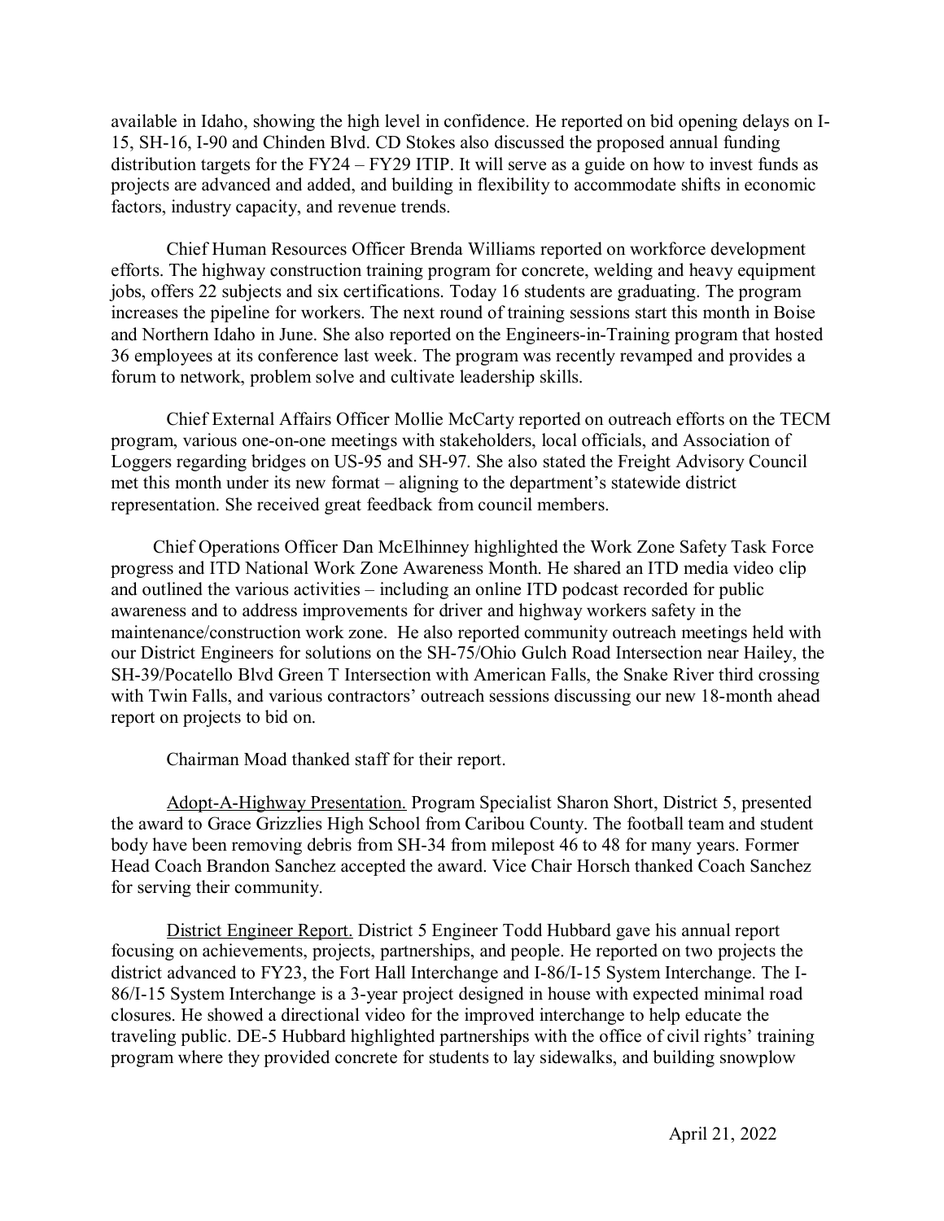available in Idaho, showing the high level in confidence. He reported on bid opening delays on I-15, SH-16, I-90 and Chinden Blvd. CD Stokes also discussed the proposed annual funding distribution targets for the FY24 – FY29 ITIP. It will serve as a guide on how to invest funds as projects are advanced and added, and building in flexibility to accommodate shifts in economic factors, industry capacity, and revenue trends.

Chief Human Resources Officer Brenda Williams reported on workforce development efforts. The highway construction training program for concrete, welding and heavy equipment jobs, offers 22 subjects and six certifications. Today 16 students are graduating. The program increases the pipeline for workers. The next round of training sessions start this month in Boise and Northern Idaho in June. She also reported on the Engineers-in-Training program that hosted 36 employees at its conference last week. The program was recently revamped and provides a forum to network, problem solve and cultivate leadership skills.

Chief External Affairs Officer Mollie McCarty reported on outreach efforts on the TECM program, various one-on-one meetings with stakeholders, local officials, and Association of Loggers regarding bridges on US-95 and SH-97. She also stated the Freight Advisory Council met this month under its new format – aligning to the department's statewide district representation. She received great feedback from council members.

Chief Operations Officer Dan McElhinney highlighted the Work Zone Safety Task Force progress and ITD National Work Zone Awareness Month. He shared an ITD media video clip and outlined the various activities – including an online ITD podcast recorded for public awareness and to address improvements for driver and highway workers safety in the maintenance/construction work zone. He also reported community outreach meetings held with our District Engineers for solutions on the SH-75/Ohio Gulch Road Intersection near Hailey, the SH-39/Pocatello Blvd Green T Intersection with American Falls, the Snake River third crossing with Twin Falls, and various contractors' outreach sessions discussing our new 18-month ahead report on projects to bid on.

Chairman Moad thanked staff for their report.

Adopt-A-Highway Presentation. Program Specialist Sharon Short, District 5, presented the award to Grace Grizzlies High School from Caribou County. The football team and student body have been removing debris from SH-34 from milepost 46 to 48 for many years. Former Head Coach Brandon Sanchez accepted the award. Vice Chair Horsch thanked Coach Sanchez for serving their community.

District Engineer Report. District 5 Engineer Todd Hubbard gave his annual report focusing on achievements, projects, partnerships, and people. He reported on two projects the district advanced to FY23, the Fort Hall Interchange and I-86/I-15 System Interchange. The I-86/I-15 System Interchange is a 3-year project designed in house with expected minimal road closures. He showed a directional video for the improved interchange to help educate the traveling public. DE-5 Hubbard highlighted partnerships with the office of civil rights' training program where they provided concrete for students to lay sidewalks, and building snowplow

April 21, 2022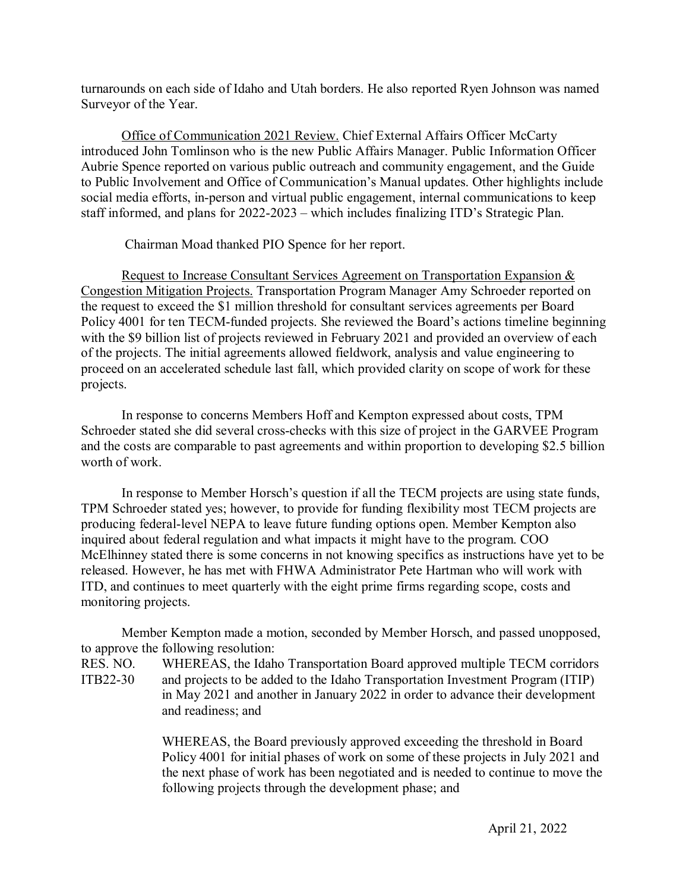turnarounds on each side of Idaho and Utah borders. He also reported Ryen Johnson was named Surveyor of the Year.

Office of Communication 2021 Review. Chief External Affairs Officer McCarty introduced John Tomlinson who is the new Public Affairs Manager. Public Information Officer Aubrie Spence reported on various public outreach and community engagement, and the Guide to Public Involvement and Office of Communication's Manual updates. Other highlights include social media efforts, in-person and virtual public engagement, internal communications to keep staff informed, and plans for 2022-2023 – which includes finalizing ITD's Strategic Plan.

Chairman Moad thanked PIO Spence for her report.

Request to Increase Consultant Services Agreement on Transportation Expansion & Congestion Mitigation Projects. Transportation Program Manager Amy Schroeder reported on the request to exceed the $1 million threshold for consultant services agreements per Board Policy 4001 for ten TECM-funded projects. She reviewed the Board's actions timeline beginning with the $9 billion list of projects reviewed in February 2021 and provided an overview of each of the projects. The initial agreements allowed fieldwork, analysis and value engineering to proceed on an accelerated schedule last fall, which provided clarity on scope of work for these projects.

In response to concerns Members Hoff and Kempton expressed about costs, TPM Schroeder stated she did several cross-checks with this size of project in the GARVEE Program and the costs are comparable to past agreements and within proportion to developing $2.5 billion worth of work.

In response to Member Horsch's question if all the TECM projects are using state funds, TPM Schroeder stated yes; however, to provide for funding flexibility most TECM projects are producing federal-level NEPA to leave future funding options open. Member Kempton also inquired about federal regulation and what impacts it might have to the program. COO McElhinney stated there is some concerns in not knowing specifics as instructions have yet to be released. However, he has met with FHWA Administrator Pete Hartman who will work with ITD, and continues to meet quarterly with the eight prime firms regarding scope, costs and monitoring projects.

Member Kempton made a motion, seconded by Member Horsch, and passed unopposed, to approve the following resolution:

RES. NO. ITB22-30 WHEREAS, the Idaho Transportation Board approved multiple TECM corridors and projects to be added to the Idaho Transportation Investment Program (ITIP) in May 2021 and another in January 2022 in order to advance their development and readiness; and

WHEREAS, the Board previously approved exceeding the threshold in Board Policy 4001 for initial phases of work on some of these projects in July 2021 and the next phase of work has been negotiated and is needed to continue to move the following projects through the development phase; and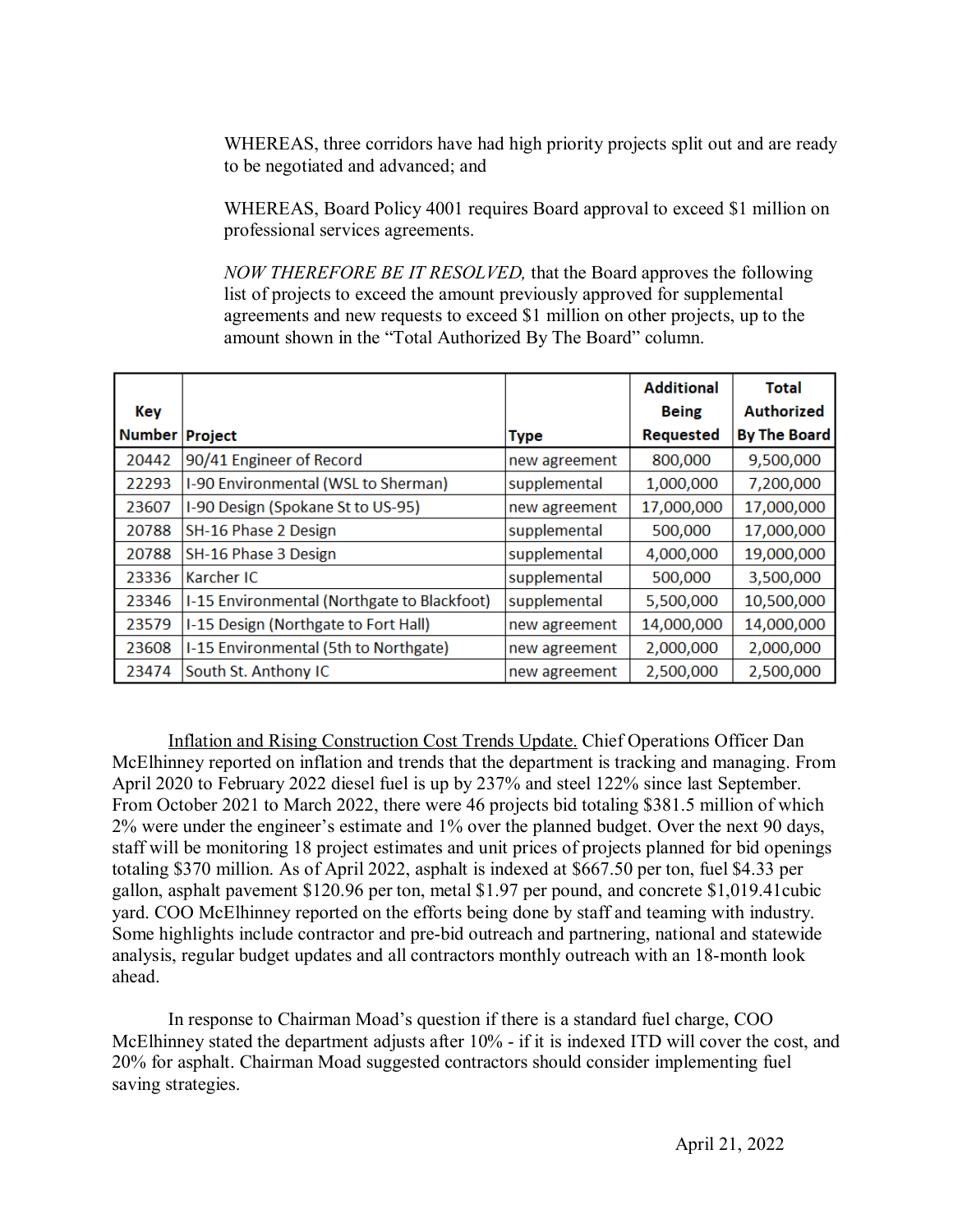WHEREAS, three corridors have had high priority projects split out and are ready to be negotiated and advanced; and

WHEREAS, Board Policy 4001 requires Board approval to exceed $1 million on professional services agreements.

*NOW THEREFORE BE IT RESOLVED,* that the Board approves the following list of projects to exceed the amount previously approved for supplemental agreements and new requests to exceed $1 million on other projects, up to the amount shown in the "Total Authorized By The Board" column.

| Key Number | Project | Type | Additional Being Requested | Total Authorized By The Board |
|---|---|---|---|---|
| 20442 | 90/41 Engineer of Record | new agreement | 800,000 | 9,500,000 |
| 22293 | I-90 Environmental (WSL to Sherman) | supplemental | 1,000,000 | 7,200,000 |
| 23607 | I-90 Design (Spokane St to US-95) | new agreement | 17,000,000 | 17,000,000 |
| 20788 | SH-16 Phase 2 Design | supplemental | 500,000 | 17,000,000 |
| 20788 | SH-16 Phase 3 Design | supplemental | 4,000,000 | 19,000,000 |
| 23336 | Karcher IC | supplemental | 500,000 | 3,500,000 |
| 23346 | I-15 Environmental (Northgate to Blackfoot) | supplemental | 5,500,000 | 10,500,000 |
| 23579 | I-15 Design (Northgate to Fort Hall) | new agreement | 14,000,000 | 14,000,000 |
| 23608 | I-15 Environmental (5th to Northgate) | new agreement | 2,000,000 | 2,000,000 |
| 23474 | South St. Anthony IC | new agreement | 2,500,000 | 2,500,000 |

<u>Inflation and Rising Construction Cost Trends Update.</u> Chief Operations Officer Dan McElhinney reported on inflation and trends that the department is tracking and managing. From April 2020 to February 2022 diesel fuel is up by 237% and steel 122% since last September. From October 2021 to March 2022, there were 46 projects bid totaling $381.5 million of which 2% were under the engineer's estimate and 1% over the planned budget. Over the next 90 days, staff will be monitoring 18 project estimates and unit prices of projects planned for bid openings totaling $370 million. As of April 2022, asphalt is indexed at $667.50 per ton, fuel $4.33 per gallon, asphalt pavement $120.96 per ton, metal $1.97 per pound, and concrete $1,019.41cubic yard. COO McElhinney reported on the efforts being done by staff and teaming with industry. Some highlights include contractor and pre-bid outreach and partnering, national and statewide analysis, regular budget updates and all contractors monthly outreach with an 18-month look ahead.

In response to Chairman Moad's question if there is a standard fuel charge, COO McElhinney stated the department adjusts after 10% - if it is indexed ITD will cover the cost, and 20% for asphalt. Chairman Moad suggested contractors should consider implementing fuel saving strategies.

April 21, 2022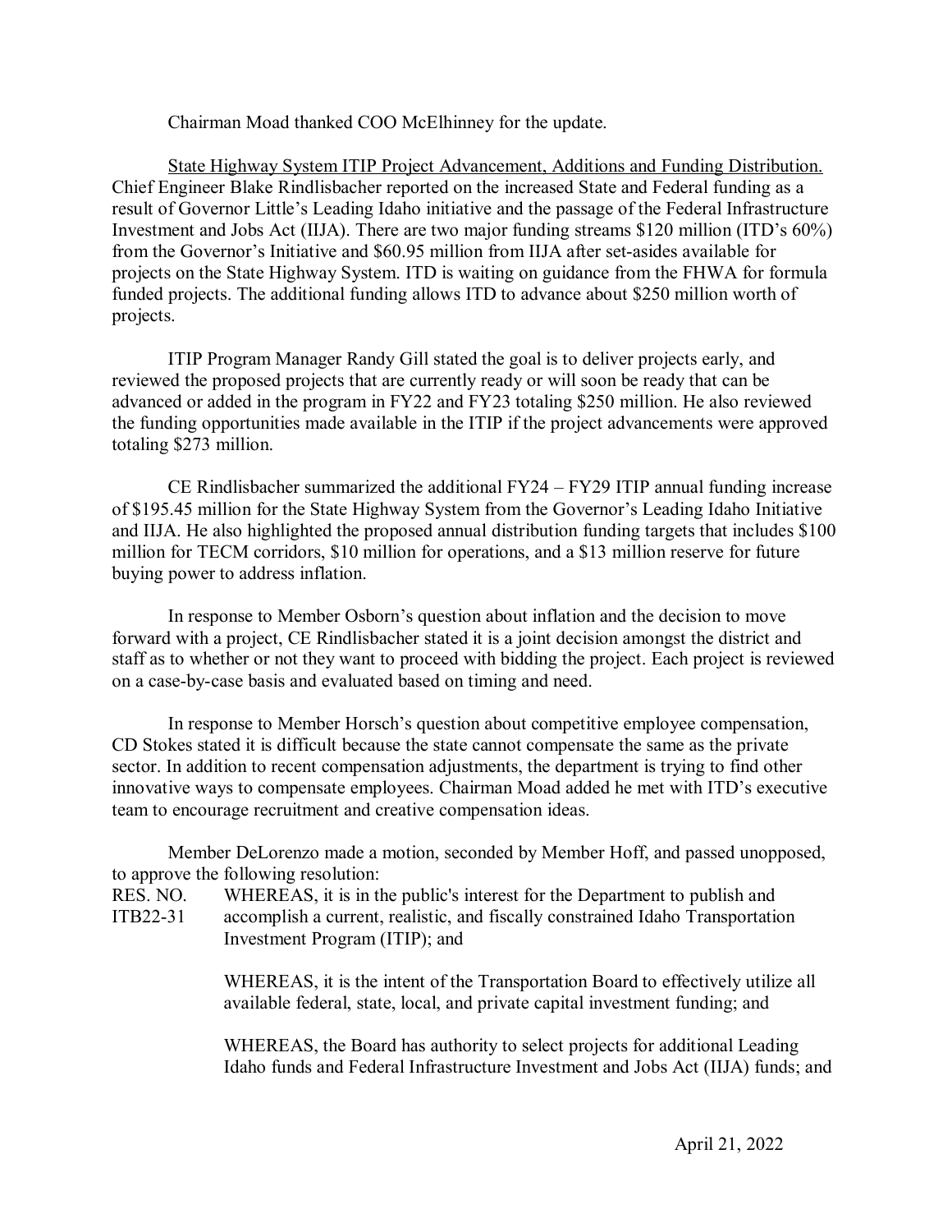Chairman Moad thanked COO McElhinney for the update.

State Highway System ITIP Project Advancement, Additions and Funding Distribution. Chief Engineer Blake Rindlisbacher reported on the increased State and Federal funding as a result of Governor Little's Leading Idaho initiative and the passage of the Federal Infrastructure Investment and Jobs Act (IIJA). There are two major funding streams $120 million (ITD's 60%) from the Governor's Initiative and $60.95 million from IIJA after set-asides available for projects on the State Highway System. ITD is waiting on guidance from the FHWA for formula funded projects. The additional funding allows ITD to advance about $250 million worth of projects.

ITIP Program Manager Randy Gill stated the goal is to deliver projects early, and reviewed the proposed projects that are currently ready or will soon be ready that can be advanced or added in the program in FY22 and FY23 totaling $250 million. He also reviewed the funding opportunities made available in the ITIP if the project advancements were approved totaling $273 million.

CE Rindlisbacher summarized the additional FY24 – FY29 ITIP annual funding increase of $195.45 million for the State Highway System from the Governor's Leading Idaho Initiative and IIJA. He also highlighted the proposed annual distribution funding targets that includes $100 million for TECM corridors, $10 million for operations, and a $13 million reserve for future buying power to address inflation.

In response to Member Osborn's question about inflation and the decision to move forward with a project, CE Rindlisbacher stated it is a joint decision amongst the district and staff as to whether or not they want to proceed with bidding the project. Each project is reviewed on a case-by-case basis and evaluated based on timing and need.

In response to Member Horsch's question about competitive employee compensation, CD Stokes stated it is difficult because the state cannot compensate the same as the private sector. In addition to recent compensation adjustments, the department is trying to find other innovative ways to compensate employees. Chairman Moad added he met with ITD's executive team to encourage recruitment and creative compensation ideas.

Member DeLorenzo made a motion, seconded by Member Hoff, and passed unopposed, to approve the following resolution:

RES. NO. ITB22-31

WHEREAS, it is in the public's interest for the Department to publish and accomplish a current, realistic, and fiscally constrained Idaho Transportation Investment Program (ITIP); and

WHEREAS, it is the intent of the Transportation Board to effectively utilize all available federal, state, local, and private capital investment funding; and

WHEREAS, the Board has authority to select projects for additional Leading Idaho funds and Federal Infrastructure Investment and Jobs Act (IIJA) funds; and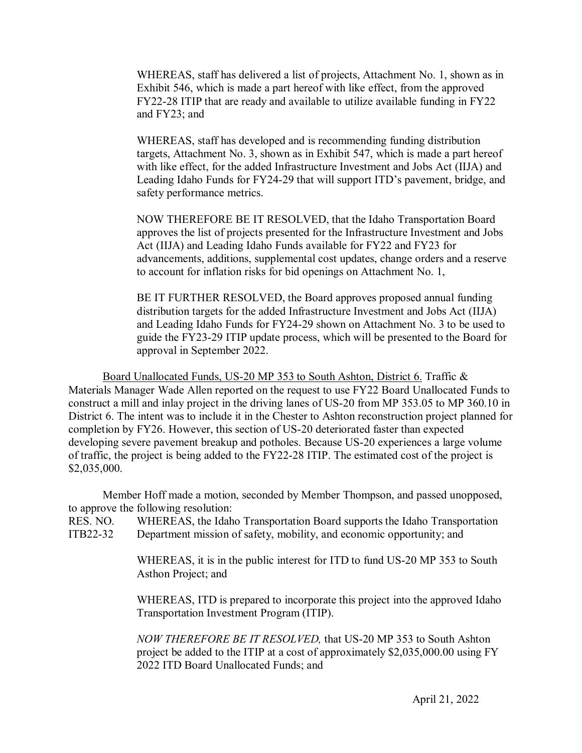WHEREAS, staff has delivered a list of projects, Attachment No. 1, shown as in Exhibit 546, which is made a part hereof with like effect, from the approved FY22-28 ITIP that are ready and available to utilize available funding in FY22 and FY23; and

WHEREAS, staff has developed and is recommending funding distribution targets, Attachment No. 3, shown as in Exhibit 547, which is made a part hereof with like effect, for the added Infrastructure Investment and Jobs Act (IIJA) and Leading Idaho Funds for FY24-29 that will support ITD's pavement, bridge, and safety performance metrics.

NOW THEREFORE BE IT RESOLVED, that the Idaho Transportation Board approves the list of projects presented for the Infrastructure Investment and Jobs Act (IIJA) and Leading Idaho Funds available for FY22 and FY23 for advancements, additions, supplemental cost updates, change orders and a reserve to account for inflation risks for bid openings on Attachment No. 1,

BE IT FURTHER RESOLVED, the Board approves proposed annual funding distribution targets for the added Infrastructure Investment and Jobs Act (IIJA) and Leading Idaho Funds for FY24-29 shown on Attachment No. 3 to be used to guide the FY23-29 ITIP update process, which will be presented to the Board for approval in September 2022.

Board Unallocated Funds, US-20 MP 353 to South Ashton, District 6. Traffic & Materials Manager Wade Allen reported on the request to use FY22 Board Unallocated Funds to construct a mill and inlay project in the driving lanes of US-20 from MP 353.05 to MP 360.10 in District 6. The intent was to include it in the Chester to Ashton reconstruction project planned for completion by FY26. However, this section of US-20 deteriorated faster than expected developing severe pavement breakup and potholes. Because US-20 experiences a large volume of traffic, the project is being added to the FY22-28 ITIP. The estimated cost of the project is $2,035,000.

Member Hoff made a motion, seconded by Member Thompson, and passed unopposed, to approve the following resolution:

RES. NO. ITB22-32

WHEREAS, the Idaho Transportation Board supports the Idaho Transportation Department mission of safety, mobility, and economic opportunity; and

WHEREAS, it is in the public interest for ITD to fund US-20 MP 353 to South Asthon Project; and

WHEREAS, ITD is prepared to incorporate this project into the approved Idaho Transportation Investment Program (ITIP).

*NOW THEREFORE BE IT RESOLVED,* that US-20 MP 353 to South Ashton project be added to the ITIP at a cost of approximately $2,035,000.00 using FY 2022 ITD Board Unallocated Funds; and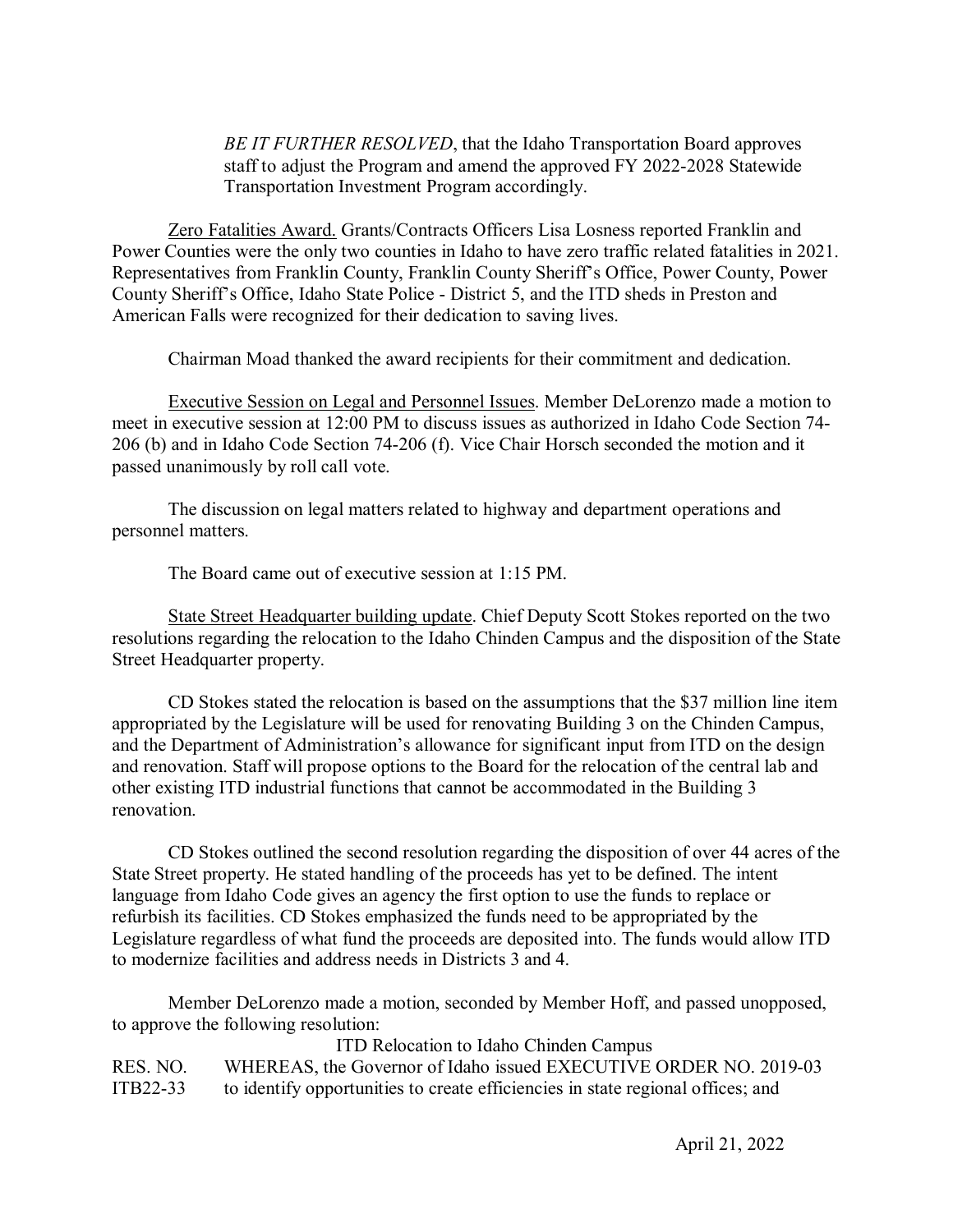*BE IT FURTHER RESOLVED*, that the Idaho Transportation Board approves staff to adjust the Program and amend the approved FY 2022-2028 Statewide Transportation Investment Program accordingly.

Zero Fatalities Award. Grants/Contracts Officers Lisa Losness reported Franklin and Power Counties were the only two counties in Idaho to have zero traffic related fatalities in 2021. Representatives from Franklin County, Franklin County Sheriff's Office, Power County, Power County Sheriff's Office, Idaho State Police - District 5, and the ITD sheds in Preston and American Falls were recognized for their dedication to saving lives.

Chairman Moad thanked the award recipients for their commitment and dedication.

Executive Session on Legal and Personnel Issues. Member DeLorenzo made a motion to meet in executive session at 12:00 PM to discuss issues as authorized in Idaho Code Section 74-206 (b) and in Idaho Code Section 74-206 (f). Vice Chair Horsch seconded the motion and it passed unanimously by roll call vote.

The discussion on legal matters related to highway and department operations and personnel matters.

The Board came out of executive session at 1:15 PM.

State Street Headquarter building update. Chief Deputy Scott Stokes reported on the two resolutions regarding the relocation to the Idaho Chinden Campus and the disposition of the State Street Headquarter property.

CD Stokes stated the relocation is based on the assumptions that the \$37 million line item appropriated by the Legislature will be used for renovating Building 3 on the Chinden Campus, and the Department of Administration's allowance for significant input from ITD on the design and renovation. Staff will propose options to the Board for the relocation of the central lab and other existing ITD industrial functions that cannot be accommodated in the Building 3 renovation.

CD Stokes outlined the second resolution regarding the disposition of over 44 acres of the State Street property. He stated handling of the proceeds has yet to be defined. The intent language from Idaho Code gives an agency the first option to use the funds to replace or refurbish its facilities. CD Stokes emphasized the funds need to be appropriated by the Legislature regardless of what fund the proceeds are deposited into. The funds would allow ITD to modernize facilities and address needs in Districts 3 and 4.

Member DeLorenzo made a motion, seconded by Member Hoff, and passed unopposed, to approve the following resolution:

ITD Relocation to Idaho Chinden Campus

RES. NO. ITB22-33 WHEREAS, the Governor of Idaho issued EXECUTIVE ORDER NO. 2019-03 to identify opportunities to create efficiencies in state regional offices; and

April 21, 2022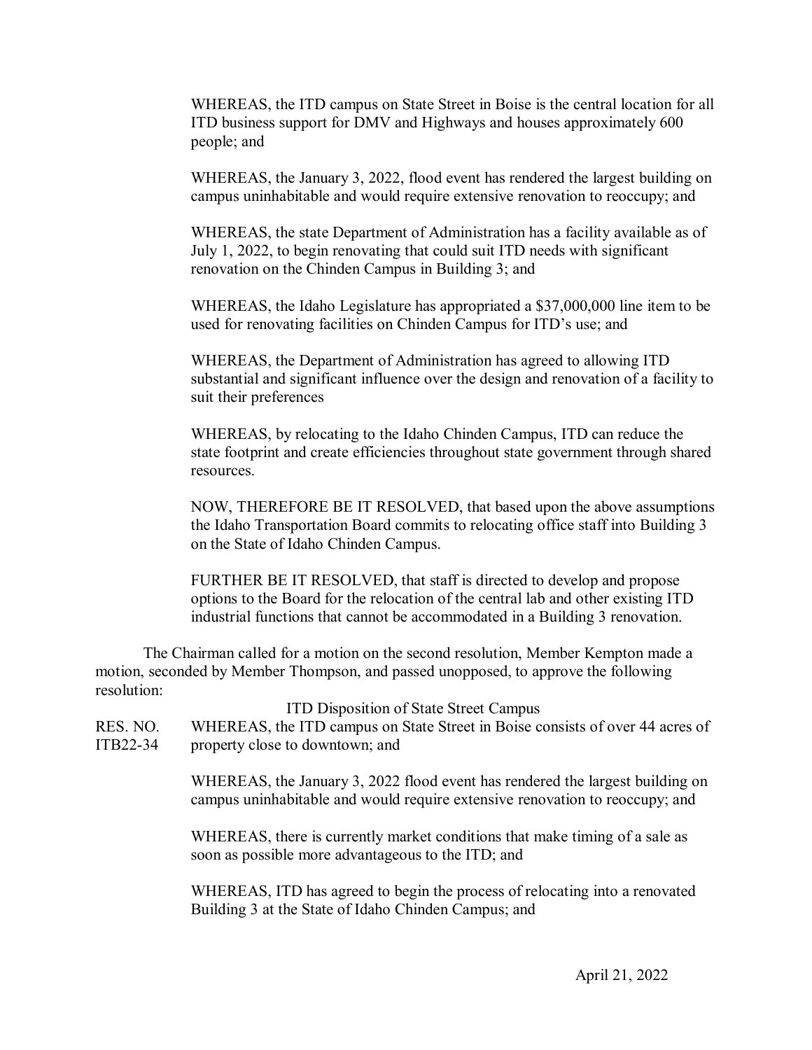WHEREAS, the ITD campus on State Street in Boise is the central location for all ITD business support for DMV and Highways and houses approximately 600 people; and

WHEREAS, the January 3, 2022, flood event has rendered the largest building on campus uninhabitable and would require extensive renovation to reoccupy; and

WHEREAS, the state Department of Administration has a facility available as of July 1, 2022, to begin renovating that could suit ITD needs with significant renovation on the Chinden Campus in Building 3; and

WHEREAS, the Idaho Legislature has appropriated a $37,000,000 line item to be used for renovating facilities on Chinden Campus for ITD's use; and

WHEREAS, the Department of Administration has agreed to allowing ITD substantial and significant influence over the design and renovation of a facility to suit their preferences

WHEREAS, by relocating to the Idaho Chinden Campus, ITD can reduce the state footprint and create efficiencies throughout state government through shared resources.

NOW, THEREFORE BE IT RESOLVED, that based upon the above assumptions the Idaho Transportation Board commits to relocating office staff into Building 3 on the State of Idaho Chinden Campus.

FURTHER BE IT RESOLVED, that staff is directed to develop and propose options to the Board for the relocation of the central lab and other existing ITD industrial functions that cannot be accommodated in a Building 3 renovation.

The Chairman called for a motion on the second resolution, Member Kempton made a motion, seconded by Member Thompson, and passed unopposed, to approve the following resolution:

ITD Disposition of State Street Campus

RES. NO. ITB22-34

WHEREAS, the ITD campus on State Street in Boise consists of over 44 acres of property close to downtown; and

WHEREAS, the January 3, 2022 flood event has rendered the largest building on campus uninhabitable and would require extensive renovation to reoccupy; and

WHEREAS, there is currently market conditions that make timing of a sale as soon as possible more advantageous to the ITD; and

WHEREAS, ITD has agreed to begin the process of relocating into a renovated Building 3 at the State of Idaho Chinden Campus; and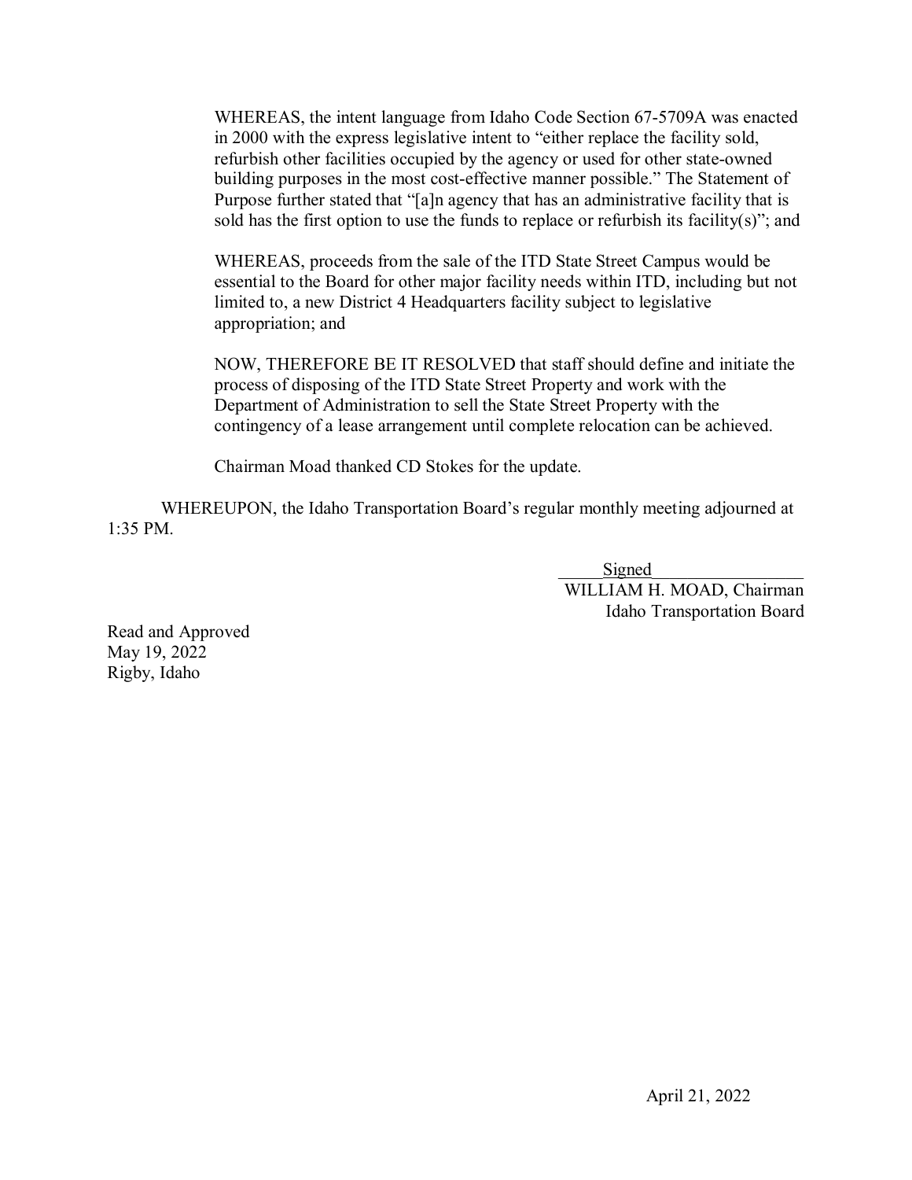WHEREAS, the intent language from Idaho Code Section 67-5709A was enacted in 2000 with the express legislative intent to "either replace the facility sold, refurbish other facilities occupied by the agency or used for other state-owned building purposes in the most cost-effective manner possible." The Statement of Purpose further stated that "[a]n agency that has an administrative facility that is sold has the first option to use the funds to replace or refurbish its facility(s)"; and

WHEREAS, proceeds from the sale of the ITD State Street Campus would be essential to the Board for other major facility needs within ITD, including but not limited to, a new District 4 Headquarters facility subject to legislative appropriation; and

NOW, THEREFORE BE IT RESOLVED that staff should define and initiate the process of disposing of the ITD State Street Property and work with the Department of Administration to sell the State Street Property with the contingency of a lease arrangement until complete relocation can be achieved.

Chairman Moad thanked CD Stokes for the update.

WHEREUPON, the Idaho Transportation Board's regular monthly meeting adjourned at 1:35 PM.

Signed
WILLIAM H. MOAD, Chairman
Idaho Transportation Board

Read and Approved
May 19, 2022
Rigby, Idaho